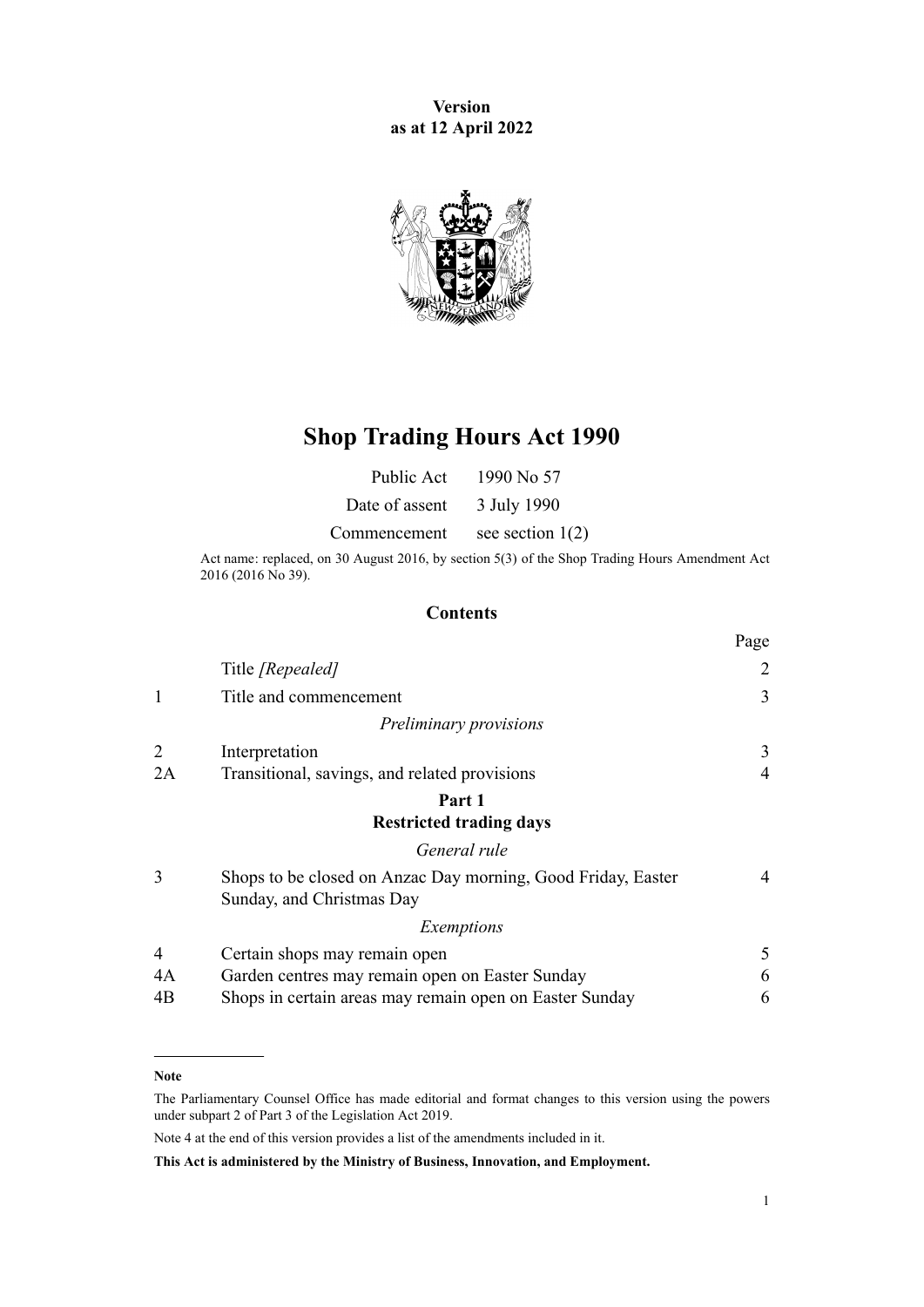**Version as at 12 April 2022**

# Shop Trading Hours Act 1990

| | |
|---|---|
| Public Act | 1990 No 57 |
| Date of assent | 3 July 1990 |
| Commencement | see section 1(2) |

Act name: replaced, on 30 August 2016, by section 5(3) of the Shop Trading Hours Amendment Act 2016 (2016 No 39).

## Contents

| | | Page |
|---|---|---|
| | Title *[Repealed]* | 2 |
| 1 | Title and commencement | 3 |
| | *Preliminary provisions* | |
| 2 | Interpretation | 3 |
| 2A | Transitional, savings, and related provisions | 4 |
| | **Part 1** **Restricted trading days** | |
| | *General rule* | |
| 3 | Shops to be closed on Anzac Day morning, Good Friday, Easter Sunday, and Christmas Day | 4 |
| | *Exemptions* | |
| 4 | Certain shops may remain open | 5 |
| 4A | Garden centres may remain open on Easter Sunday | 6 |
| 4B | Shops in certain areas may remain open on Easter Sunday | 6 |

**Note**

The Parliamentary Counsel Office has made editorial and format changes to this version using the powers under subpart 2 of Part 3 of the Legislation Act 2019.

Note 4 at the end of this version provides a list of the amendments included in it.

**This Act is administered by the Ministry of Business, Innovation, and Employment.**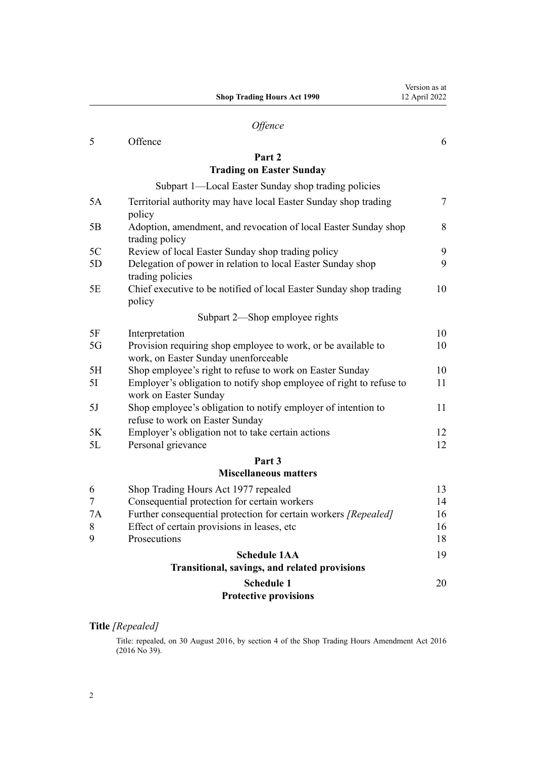*Offence*

| | | |
|---|---|---|
| 5 | Offence | 6 |

**Part 2**
**Trading on Easter Sunday**

Subpart 1—Local Easter Sunday shop trading policies

| | | |
|---|---|---|
| 5A | Territorial authority may have local Easter Sunday shop trading policy | 7 |
| 5B | Adoption, amendment, and revocation of local Easter Sunday shop trading policy | 8 |
| 5C | Review of local Easter Sunday shop trading policy | 9 |
| 5D | Delegation of power in relation to local Easter Sunday shop trading policies | 9 |
| 5E | Chief executive to be notified of local Easter Sunday shop trading policy | 10 |

Subpart 2—Shop employee rights

| | | |
|---|---|---|
| 5F | Interpretation | 10 |
| 5G | Provision requiring shop employee to work, or be available to work, on Easter Sunday unenforceable | 10 |
| 5H | Shop employee's right to refuse to work on Easter Sunday | 10 |
| 5I | Employer's obligation to notify shop employee of right to refuse to work on Easter Sunday | 11 |
| 5J | Shop employee's obligation to notify employer of intention to refuse to work on Easter Sunday | 11 |
| 5K | Employer's obligation not to take certain actions | 12 |
| 5L | Personal grievance | 12 |

**Part 3**
**Miscellaneous matters**

| | | |
|---|---|---|
| 6 | Shop Trading Hours Act 1977 repealed | 13 |
| 7 | Consequential protection for certain workers | 14 |
| 7A | Further consequential protection for certain workers *[Repealed]* | 16 |
| 8 | Effect of certain provisions in leases, etc | 16 |
| 9 | Prosecutions | 18 |

**Schedule 1AA** — 19
**Transitional, savings, and related provisions**

**Schedule 1** — 20
**Protective provisions**

**Title** *[Repealed]*

Title: repealed, on 30 August 2016, by section 4 of the Shop Trading Hours Amendment Act 2016 (2016 No 39).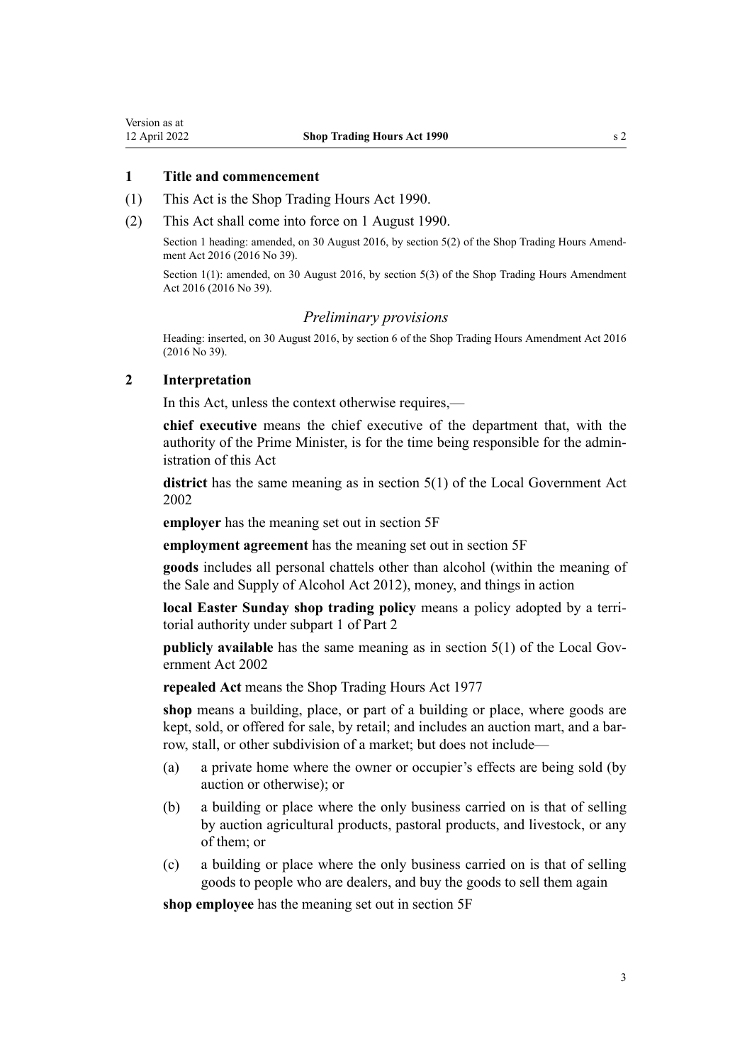## 1 Title and commencement

(1) This Act is the Shop Trading Hours Act 1990.

(2) This Act shall come into force on 1 August 1990.

Section 1 heading: amended, on 30 August 2016, by section 5(2) of the Shop Trading Hours Amendment Act 2016 (2016 No 39).

Section 1(1): amended, on 30 August 2016, by section 5(3) of the Shop Trading Hours Amendment Act 2016 (2016 No 39).

### *Preliminary provisions*

Heading: inserted, on 30 August 2016, by section 6 of the Shop Trading Hours Amendment Act 2016 (2016 No 39).

## 2 Interpretation

In this Act, unless the context otherwise requires,—

**chief executive** means the chief executive of the department that, with the authority of the Prime Minister, is for the time being responsible for the administration of this Act

**district** has the same meaning as in section 5(1) of the Local Government Act 2002

**employer** has the meaning set out in section 5F

**employment agreement** has the meaning set out in section 5F

**goods** includes all personal chattels other than alcohol (within the meaning of the Sale and Supply of Alcohol Act 2012), money, and things in action

**local Easter Sunday shop trading policy** means a policy adopted by a territorial authority under subpart 1 of Part 2

**publicly available** has the same meaning as in section 5(1) of the Local Government Act 2002

**repealed Act** means the Shop Trading Hours Act 1977

**shop** means a building, place, or part of a building or place, where goods are kept, sold, or offered for sale, by retail; and includes an auction mart, and a barrow, stall, or other subdivision of a market; but does not include—

(a) a private home where the owner or occupier's effects are being sold (by auction or otherwise); or

(b) a building or place where the only business carried on is that of selling by auction agricultural products, pastoral products, and livestock, or any of them; or

(c) a building or place where the only business carried on is that of selling goods to people who are dealers, and buy the goods to sell them again

**shop employee** has the meaning set out in section 5F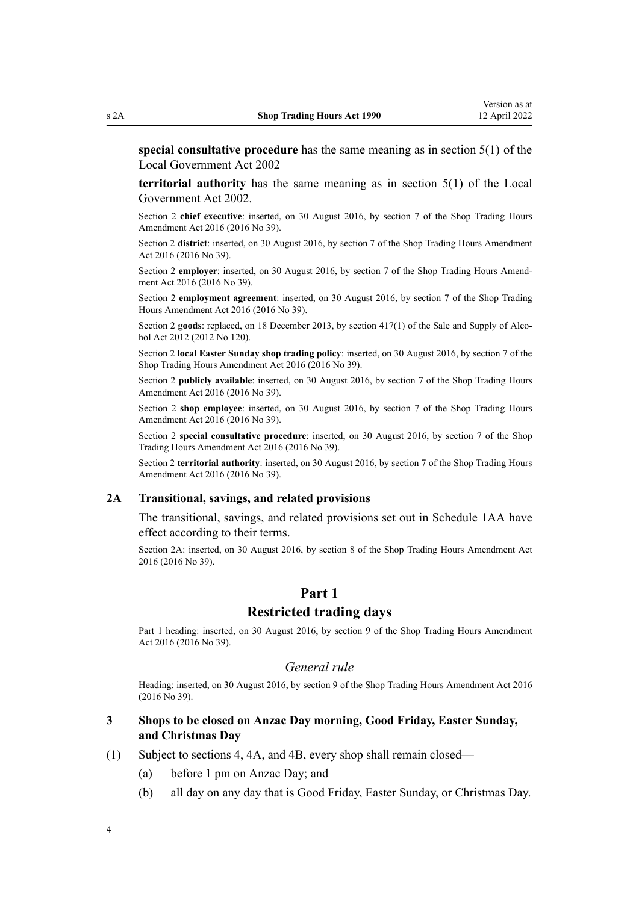**special consultative procedure** has the same meaning as in section 5(1) of the Local Government Act 2002

**territorial authority** has the same meaning as in section 5(1) of the Local Government Act 2002.

Section 2 **chief executive**: inserted, on 30 August 2016, by section 7 of the Shop Trading Hours Amendment Act 2016 (2016 No 39).

Section 2 **district**: inserted, on 30 August 2016, by section 7 of the Shop Trading Hours Amendment Act 2016 (2016 No 39).

Section 2 **employer**: inserted, on 30 August 2016, by section 7 of the Shop Trading Hours Amendment Act 2016 (2016 No 39).

Section 2 **employment agreement**: inserted, on 30 August 2016, by section 7 of the Shop Trading Hours Amendment Act 2016 (2016 No 39).

Section 2 **goods**: replaced, on 18 December 2013, by section 417(1) of the Sale and Supply of Alcohol Act 2012 (2012 No 120).

Section 2 **local Easter Sunday shop trading policy**: inserted, on 30 August 2016, by section 7 of the Shop Trading Hours Amendment Act 2016 (2016 No 39).

Section 2 **publicly available**: inserted, on 30 August 2016, by section 7 of the Shop Trading Hours Amendment Act 2016 (2016 No 39).

Section 2 **shop employee**: inserted, on 30 August 2016, by section 7 of the Shop Trading Hours Amendment Act 2016 (2016 No 39).

Section 2 **special consultative procedure**: inserted, on 30 August 2016, by section 7 of the Shop Trading Hours Amendment Act 2016 (2016 No 39).

Section 2 **territorial authority**: inserted, on 30 August 2016, by section 7 of the Shop Trading Hours Amendment Act 2016 (2016 No 39).

### 2A Transitional, savings, and related provisions

The transitional, savings, and related provisions set out in Schedule 1AA have effect according to their terms.

Section 2A: inserted, on 30 August 2016, by section 8 of the Shop Trading Hours Amendment Act 2016 (2016 No 39).

## Part 1
## Restricted trading days

Part 1 heading: inserted, on 30 August 2016, by section 9 of the Shop Trading Hours Amendment Act 2016 (2016 No 39).

*General rule*

Heading: inserted, on 30 August 2016, by section 9 of the Shop Trading Hours Amendment Act 2016 (2016 No 39).

### 3 Shops to be closed on Anzac Day morning, Good Friday, Easter Sunday, and Christmas Day

(1) Subject to sections 4, 4A, and 4B, every shop shall remain closed—

   (a) before 1 pm on Anzac Day; and

   (b) all day on any day that is Good Friday, Easter Sunday, or Christmas Day.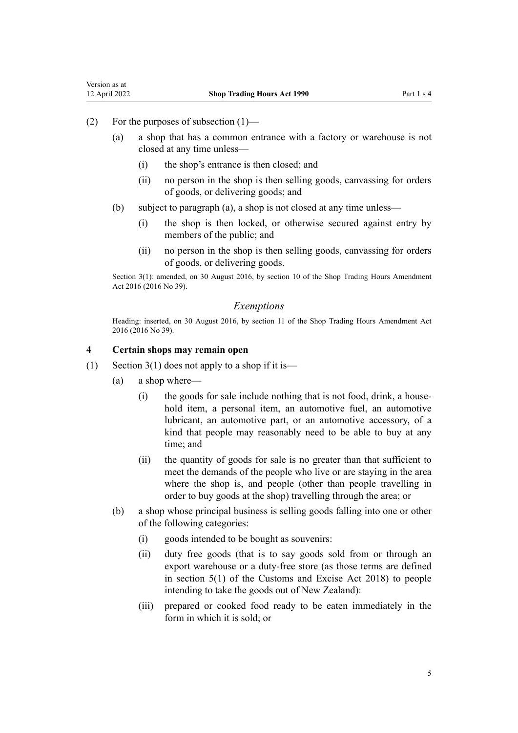(2) For the purposes of subsection (1)—

(a) a shop that has a common entrance with a factory or warehouse is not closed at any time unless—

(i) the shop's entrance is then closed; and

(ii) no person in the shop is then selling goods, canvassing for orders of goods, or delivering goods; and

(b) subject to paragraph (a), a shop is not closed at any time unless—

(i) the shop is then locked, or otherwise secured against entry by members of the public; and

(ii) no person in the shop is then selling goods, canvassing for orders of goods, or delivering goods.

Section 3(1): amended, on 30 August 2016, by section 10 of the Shop Trading Hours Amendment Act 2016 (2016 No 39).

### *Exemptions*

Heading: inserted, on 30 August 2016, by section 11 of the Shop Trading Hours Amendment Act 2016 (2016 No 39).

### **4 Certain shops may remain open**

(1) Section 3(1) does not apply to a shop if it is—

(a) a shop where—

(i) the goods for sale include nothing that is not food, drink, a household item, a personal item, an automotive fuel, an automotive lubricant, an automotive part, or an automotive accessory, of a kind that people may reasonably need to be able to buy at any time; and

(ii) the quantity of goods for sale is no greater than that sufficient to meet the demands of the people who live or are staying in the area where the shop is, and people (other than people travelling in order to buy goods at the shop) travelling through the area; or

(b) a shop whose principal business is selling goods falling into one or other of the following categories:

(i) goods intended to be bought as souvenirs:

(ii) duty free goods (that is to say goods sold from or through an export warehouse or a duty-free store (as those terms are defined in section 5(1) of the Customs and Excise Act 2018) to people intending to take the goods out of New Zealand):

(iii) prepared or cooked food ready to be eaten immediately in the form in which it is sold; or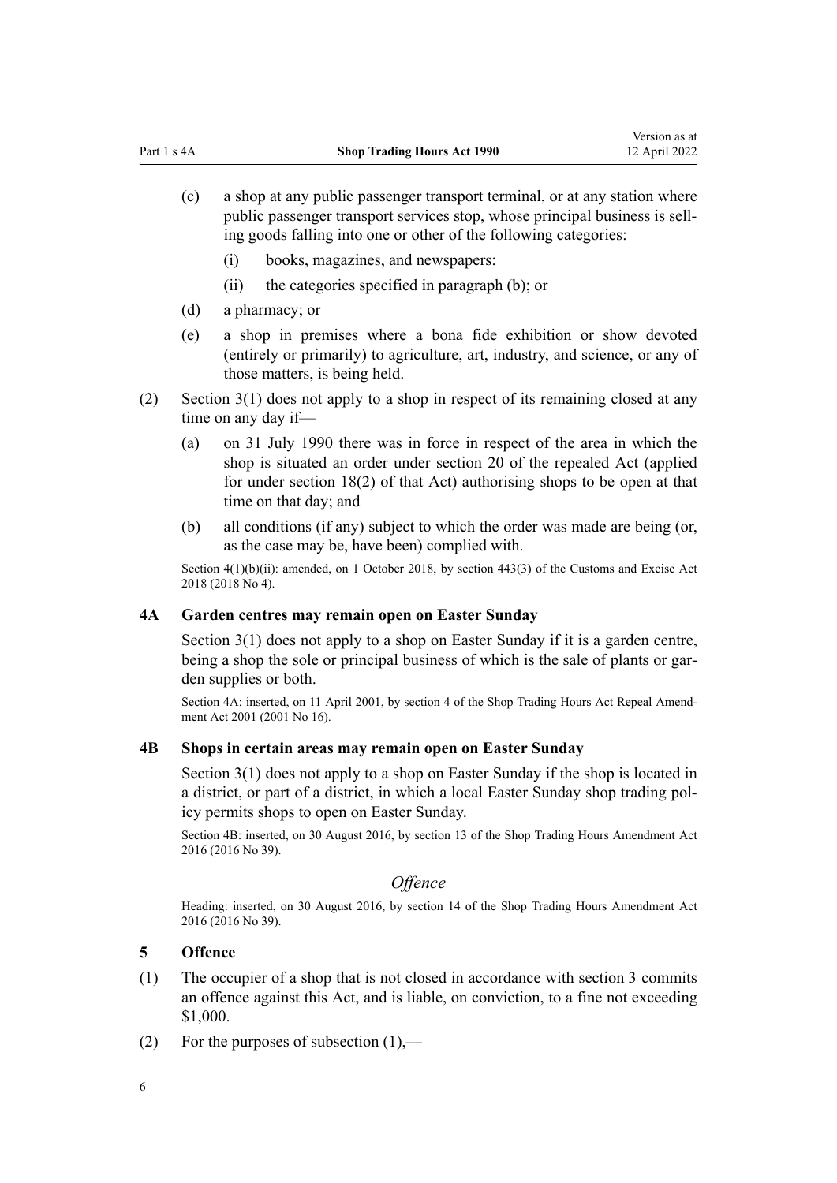(c) a shop at any public passenger transport terminal, or at any station where public passenger transport services stop, whose principal business is selling goods falling into one or other of the following categories:

    (i) books, magazines, and newspapers:

    (ii) the categories specified in paragraph (b); or

(d) a pharmacy; or

(e) a shop in premises where a bona fide exhibition or show devoted (entirely or primarily) to agriculture, art, industry, and science, or any of those matters, is being held.

(2) Section 3(1) does not apply to a shop in respect of its remaining closed at any time on any day if—

(a) on 31 July 1990 there was in force in respect of the area in which the shop is situated an order under section 20 of the repealed Act (applied for under section 18(2) of that Act) authorising shops to be open at that time on that day; and

(b) all conditions (if any) subject to which the order was made are being (or, as the case may be, have been) complied with.

Section 4(1)(b)(ii): amended, on 1 October 2018, by section 443(3) of the Customs and Excise Act 2018 (2018 No 4).

### 4A Garden centres may remain open on Easter Sunday

Section 3(1) does not apply to a shop on Easter Sunday if it is a garden centre, being a shop the sole or principal business of which is the sale of plants or garden supplies or both.

Section 4A: inserted, on 11 April 2001, by section 4 of the Shop Trading Hours Act Repeal Amendment Act 2001 (2001 No 16).

### 4B Shops in certain areas may remain open on Easter Sunday

Section 3(1) does not apply to a shop on Easter Sunday if the shop is located in a district, or part of a district, in which a local Easter Sunday shop trading policy permits shops to open on Easter Sunday.

Section 4B: inserted, on 30 August 2016, by section 13 of the Shop Trading Hours Amendment Act 2016 (2016 No 39).

## *Offence*

Heading: inserted, on 30 August 2016, by section 14 of the Shop Trading Hours Amendment Act 2016 (2016 No 39).

### 5 Offence

(1) The occupier of a shop that is not closed in accordance with section 3 commits an offence against this Act, and is liable, on conviction, to a fine not exceeding $1,000.

(2) For the purposes of subsection (1),—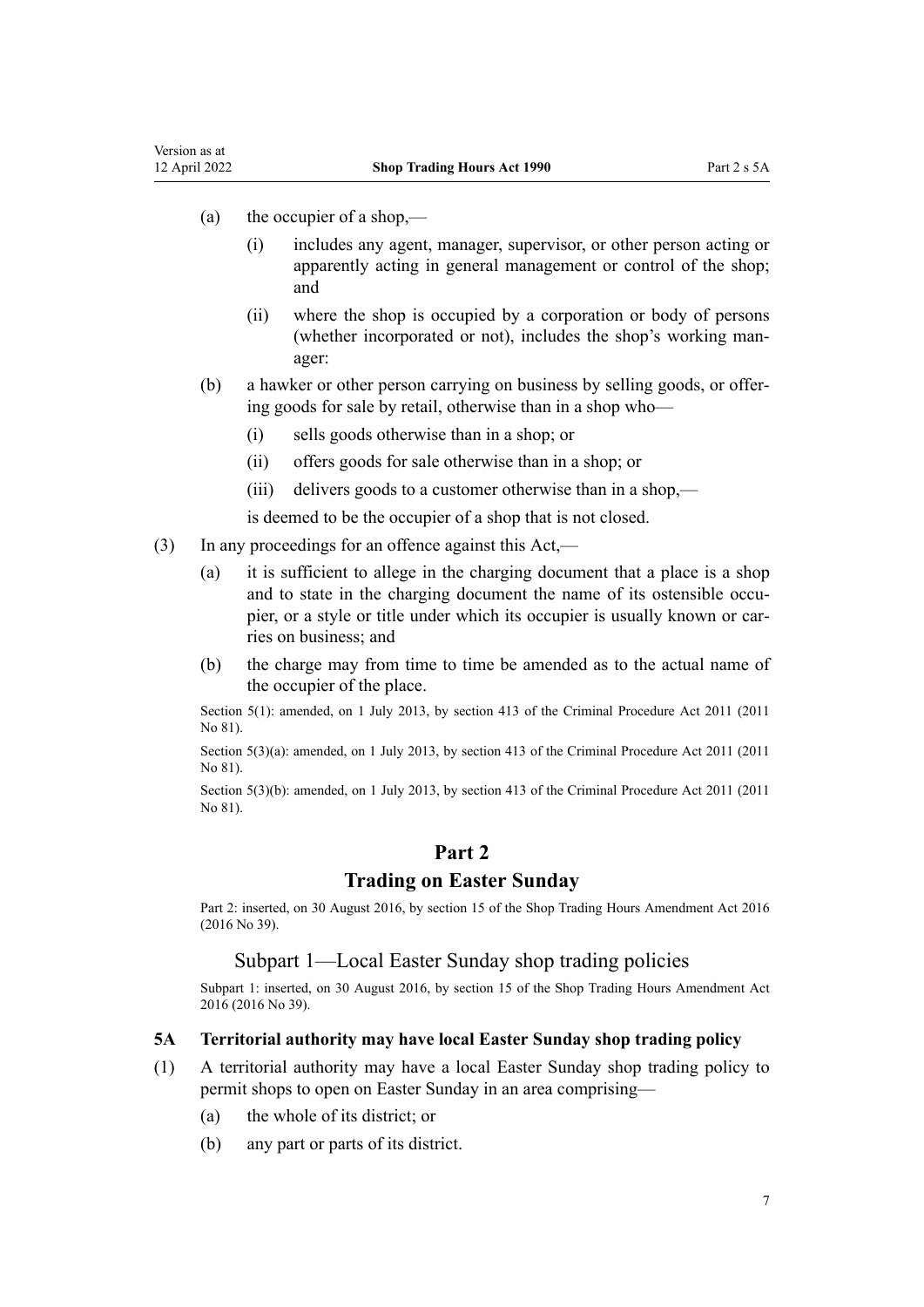(a) the occupier of a shop,—

  (i) includes any agent, manager, supervisor, or other person acting or apparently acting in general management or control of the shop; and

  (ii) where the shop is occupied by a corporation or body of persons (whether incorporated or not), includes the shop's working manager:

(b) a hawker or other person carrying on business by selling goods, or offering goods for sale by retail, otherwise than in a shop who—

  (i) sells goods otherwise than in a shop; or

  (ii) offers goods for sale otherwise than in a shop; or

  (iii) delivers goods to a customer otherwise than in a shop,—

  is deemed to be the occupier of a shop that is not closed.

(3) In any proceedings for an offence against this Act,—

  (a) it is sufficient to allege in the charging document that a place is a shop and to state in the charging document the name of its ostensible occupier, or a style or title under which its occupier is usually known or carries on business; and

  (b) the charge may from time to time be amended as to the actual name of the occupier of the place.

Section 5(1): amended, on 1 July 2013, by section 413 of the Criminal Procedure Act 2011 (2011 No 81).

Section 5(3)(a): amended, on 1 July 2013, by section 413 of the Criminal Procedure Act 2011 (2011 No 81).

Section 5(3)(b): amended, on 1 July 2013, by section 413 of the Criminal Procedure Act 2011 (2011 No 81).

# Part 2
# Trading on Easter Sunday

Part 2: inserted, on 30 August 2016, by section 15 of the Shop Trading Hours Amendment Act 2016 (2016 No 39).

## Subpart 1—Local Easter Sunday shop trading policies

Subpart 1: inserted, on 30 August 2016, by section 15 of the Shop Trading Hours Amendment Act 2016 (2016 No 39).

### 5A Territorial authority may have local Easter Sunday shop trading policy

(1) A territorial authority may have a local Easter Sunday shop trading policy to permit shops to open on Easter Sunday in an area comprising—

  (a) the whole of its district; or

  (b) any part or parts of its district.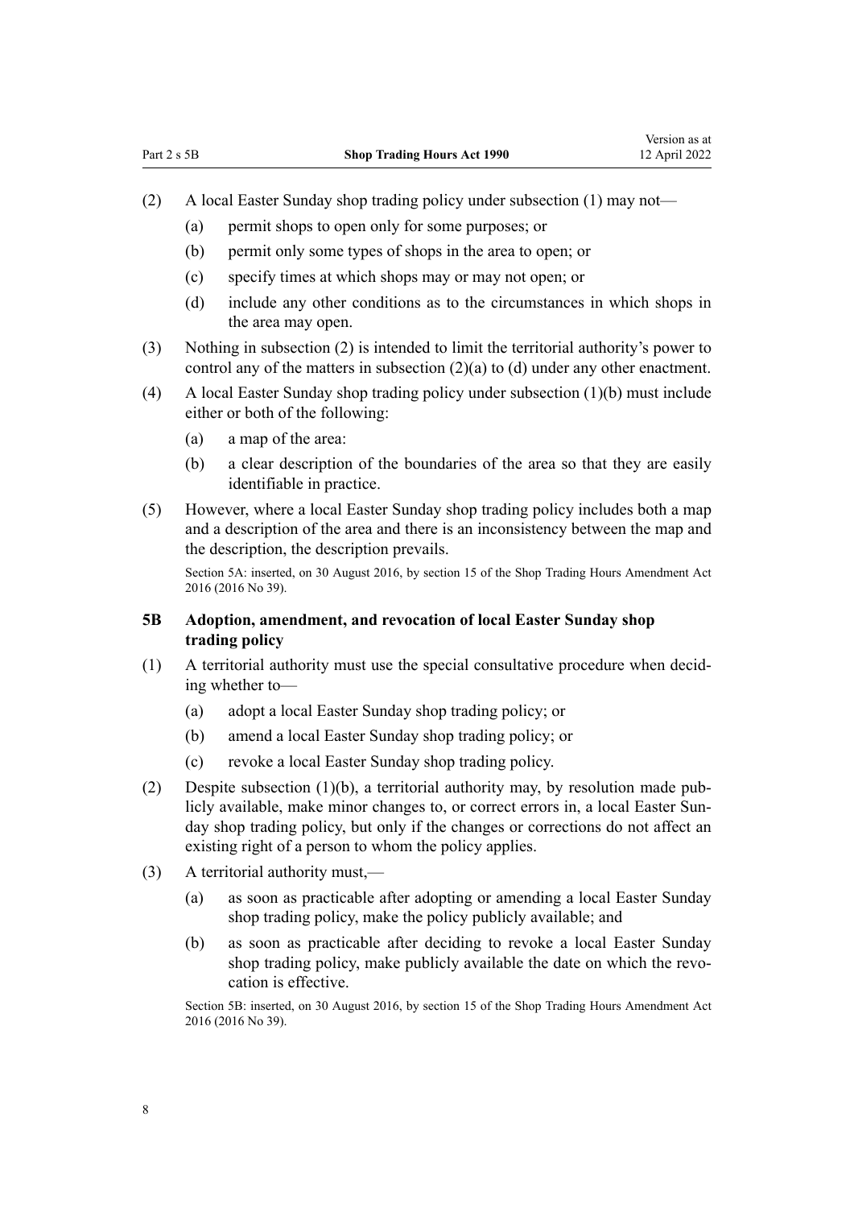(2) A local Easter Sunday shop trading policy under subsection (1) may not—

(a) permit shops to open only for some purposes; or

(b) permit only some types of shops in the area to open; or

(c) specify times at which shops may or may not open; or

(d) include any other conditions as to the circumstances in which shops in the area may open.

(3) Nothing in subsection (2) is intended to limit the territorial authority's power to control any of the matters in subsection (2)(a) to (d) under any other enactment.

(4) A local Easter Sunday shop trading policy under subsection (1)(b) must include either or both of the following:

(a) a map of the area:

(b) a clear description of the boundaries of the area so that they are easily identifiable in practice.

(5) However, where a local Easter Sunday shop trading policy includes both a map and a description of the area and there is an inconsistency between the map and the description, the description prevails.

Section 5A: inserted, on 30 August 2016, by section 15 of the Shop Trading Hours Amendment Act 2016 (2016 No 39).

### 5B Adoption, amendment, and revocation of local Easter Sunday shop trading policy

(1) A territorial authority must use the special consultative procedure when deciding whether to—

(a) adopt a local Easter Sunday shop trading policy; or

(b) amend a local Easter Sunday shop trading policy; or

(c) revoke a local Easter Sunday shop trading policy.

(2) Despite subsection (1)(b), a territorial authority may, by resolution made publicly available, make minor changes to, or correct errors in, a local Easter Sunday shop trading policy, but only if the changes or corrections do not affect an existing right of a person to whom the policy applies.

(3) A territorial authority must,—

(a) as soon as practicable after adopting or amending a local Easter Sunday shop trading policy, make the policy publicly available; and

(b) as soon as practicable after deciding to revoke a local Easter Sunday shop trading policy, make publicly available the date on which the revocation is effective.

Section 5B: inserted, on 30 August 2016, by section 15 of the Shop Trading Hours Amendment Act 2016 (2016 No 39).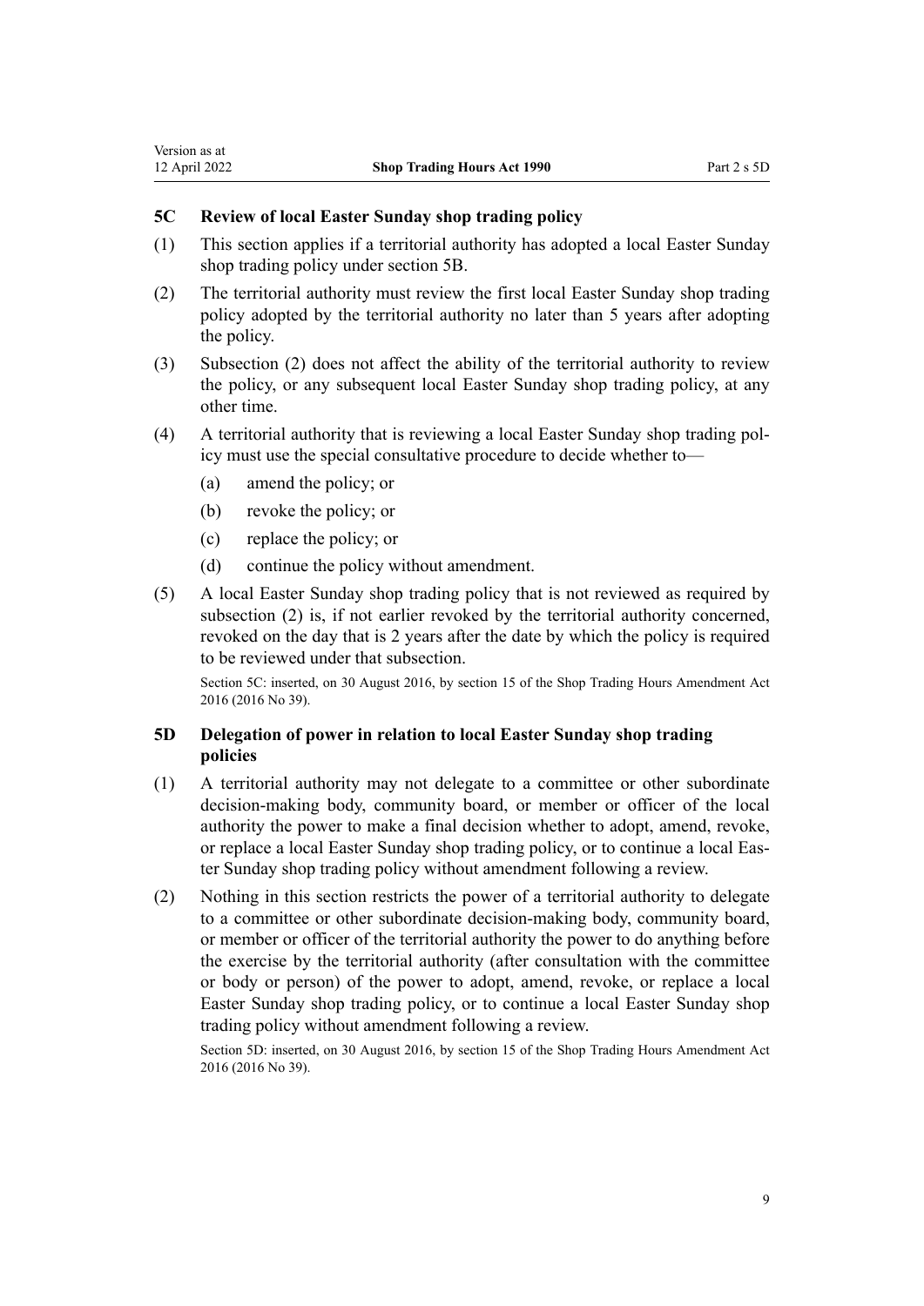### 5C Review of local Easter Sunday shop trading policy

(1) This section applies if a territorial authority has adopted a local Easter Sunday shop trading policy under section 5B.

(2) The territorial authority must review the first local Easter Sunday shop trading policy adopted by the territorial authority no later than 5 years after adopting the policy.

(3) Subsection (2) does not affect the ability of the territorial authority to review the policy, or any subsequent local Easter Sunday shop trading policy, at any other time.

(4) A territorial authority that is reviewing a local Easter Sunday shop trading policy must use the special consultative procedure to decide whether to—

- (a) amend the policy; or
- (b) revoke the policy; or
- (c) replace the policy; or
- (d) continue the policy without amendment.

(5) A local Easter Sunday shop trading policy that is not reviewed as required by subsection (2) is, if not earlier revoked by the territorial authority concerned, revoked on the day that is 2 years after the date by which the policy is required to be reviewed under that subsection.

Section 5C: inserted, on 30 August 2016, by section 15 of the Shop Trading Hours Amendment Act 2016 (2016 No 39).

### 5D Delegation of power in relation to local Easter Sunday shop trading policies

(1) A territorial authority may not delegate to a committee or other subordinate decision-making body, community board, or member or officer of the local authority the power to make a final decision whether to adopt, amend, revoke, or replace a local Easter Sunday shop trading policy, or to continue a local Easter Sunday shop trading policy without amendment following a review.

(2) Nothing in this section restricts the power of a territorial authority to delegate to a committee or other subordinate decision-making body, community board, or member or officer of the territorial authority the power to do anything before the exercise by the territorial authority (after consultation with the committee or body or person) of the power to adopt, amend, revoke, or replace a local Easter Sunday shop trading policy, or to continue a local Easter Sunday shop trading policy without amendment following a review.

Section 5D: inserted, on 30 August 2016, by section 15 of the Shop Trading Hours Amendment Act 2016 (2016 No 39).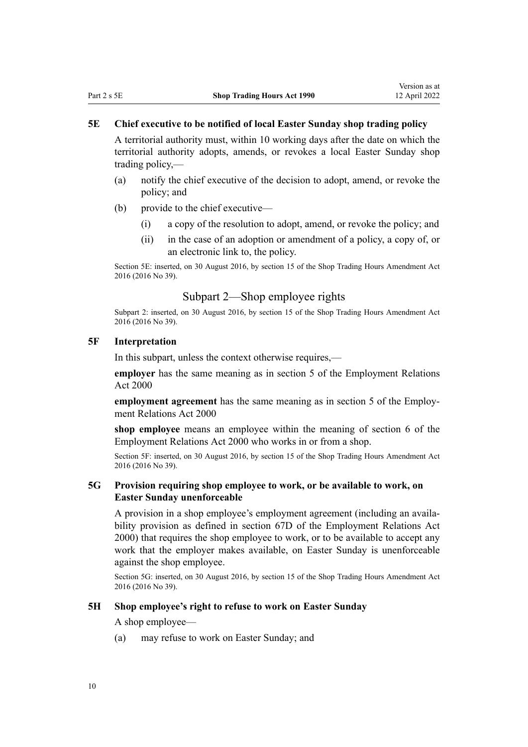### 5E Chief executive to be notified of local Easter Sunday shop trading policy

A territorial authority must, within 10 working days after the date on which the territorial authority adopts, amends, or revokes a local Easter Sunday shop trading policy,—

(a) notify the chief executive of the decision to adopt, amend, or revoke the policy; and

(b) provide to the chief executive—

  (i) a copy of the resolution to adopt, amend, or revoke the policy; and

  (ii) in the case of an adoption or amendment of a policy, a copy of, or an electronic link to, the policy.

Section 5E: inserted, on 30 August 2016, by section 15 of the Shop Trading Hours Amendment Act 2016 (2016 No 39).

## Subpart 2—Shop employee rights

Subpart 2: inserted, on 30 August 2016, by section 15 of the Shop Trading Hours Amendment Act 2016 (2016 No 39).

### 5F Interpretation

In this subpart, unless the context otherwise requires,—

**employer** has the same meaning as in section 5 of the Employment Relations Act 2000

**employment agreement** has the same meaning as in section 5 of the Employment Relations Act 2000

**shop employee** means an employee within the meaning of section 6 of the Employment Relations Act 2000 who works in or from a shop.

Section 5F: inserted, on 30 August 2016, by section 15 of the Shop Trading Hours Amendment Act 2016 (2016 No 39).

### 5G Provision requiring shop employee to work, or be available to work, on Easter Sunday unenforceable

A provision in a shop employee's employment agreement (including an availability provision as defined in section 67D of the Employment Relations Act 2000) that requires the shop employee to work, or to be available to accept any work that the employer makes available, on Easter Sunday is unenforceable against the shop employee.

Section 5G: inserted, on 30 August 2016, by section 15 of the Shop Trading Hours Amendment Act 2016 (2016 No 39).

### 5H Shop employee's right to refuse to work on Easter Sunday

A shop employee—

(a) may refuse to work on Easter Sunday; and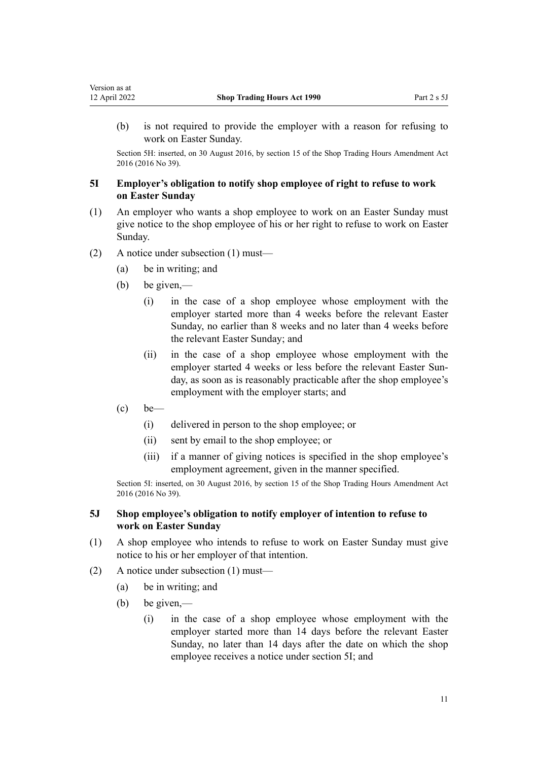(b) is not required to provide the employer with a reason for refusing to work on Easter Sunday.

Section 5H: inserted, on 30 August 2016, by section 15 of the Shop Trading Hours Amendment Act 2016 (2016 No 39).

### 5I Employer's obligation to notify shop employee of right to refuse to work on Easter Sunday

(1) An employer who wants a shop employee to work on an Easter Sunday must give notice to the shop employee of his or her right to refuse to work on Easter Sunday.

(2) A notice under subsection (1) must—

- (a) be in writing; and
- (b) be given,—
  - (i) in the case of a shop employee whose employment with the employer started more than 4 weeks before the relevant Easter Sunday, no earlier than 8 weeks and no later than 4 weeks before the relevant Easter Sunday; and
  - (ii) in the case of a shop employee whose employment with the employer started 4 weeks or less before the relevant Easter Sunday, as soon as is reasonably practicable after the shop employee's employment with the employer starts; and
- (c) be—
  - (i) delivered in person to the shop employee; or
  - (ii) sent by email to the shop employee; or
  - (iii) if a manner of giving notices is specified in the shop employee's employment agreement, given in the manner specified.

Section 5I: inserted, on 30 August 2016, by section 15 of the Shop Trading Hours Amendment Act 2016 (2016 No 39).

### 5J Shop employee's obligation to notify employer of intention to refuse to work on Easter Sunday

(1) A shop employee who intends to refuse to work on Easter Sunday must give notice to his or her employer of that intention.

(2) A notice under subsection (1) must—

- (a) be in writing; and
- (b) be given,—
  - (i) in the case of a shop employee whose employment with the employer started more than 14 days before the relevant Easter Sunday, no later than 14 days after the date on which the shop employee receives a notice under section 5I; and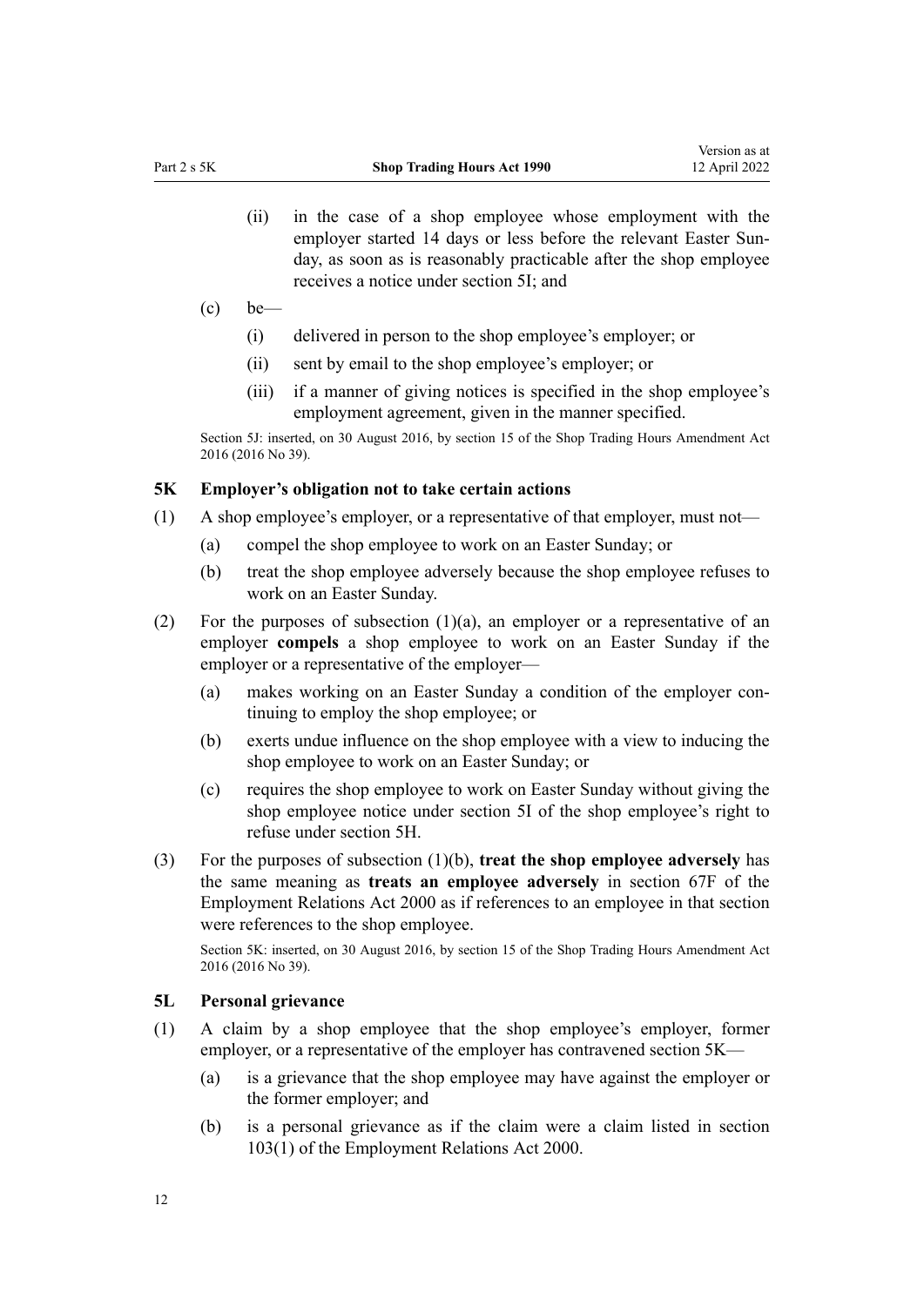(ii) in the case of a shop employee whose employment with the employer started 14 days or less before the relevant Easter Sunday, as soon as is reasonably practicable after the shop employee receives a notice under section 5I; and

(c) be—

(i) delivered in person to the shop employee's employer; or

(ii) sent by email to the shop employee's employer; or

(iii) if a manner of giving notices is specified in the shop employee's employment agreement, given in the manner specified.

Section 5J: inserted, on 30 August 2016, by section 15 of the Shop Trading Hours Amendment Act 2016 (2016 No 39).

### 5K Employer's obligation not to take certain actions

(1) A shop employee's employer, or a representative of that employer, must not—

(a) compel the shop employee to work on an Easter Sunday; or

(b) treat the shop employee adversely because the shop employee refuses to work on an Easter Sunday.

(2) For the purposes of subsection (1)(a), an employer or a representative of an employer **compels** a shop employee to work on an Easter Sunday if the employer or a representative of the employer—

(a) makes working on an Easter Sunday a condition of the employer continuing to employ the shop employee; or

(b) exerts undue influence on the shop employee with a view to inducing the shop employee to work on an Easter Sunday; or

(c) requires the shop employee to work on Easter Sunday without giving the shop employee notice under section 5I of the shop employee's right to refuse under section 5H.

(3) For the purposes of subsection (1)(b), **treat the shop employee adversely** has the same meaning as **treats an employee adversely** in section 67F of the Employment Relations Act 2000 as if references to an employee in that section were references to the shop employee.

Section 5K: inserted, on 30 August 2016, by section 15 of the Shop Trading Hours Amendment Act 2016 (2016 No 39).

### 5L Personal grievance

(1) A claim by a shop employee that the shop employee's employer, former employer, or a representative of the employer has contravened section 5K—

(a) is a grievance that the shop employee may have against the employer or the former employer; and

(b) is a personal grievance as if the claim were a claim listed in section 103(1) of the Employment Relations Act 2000.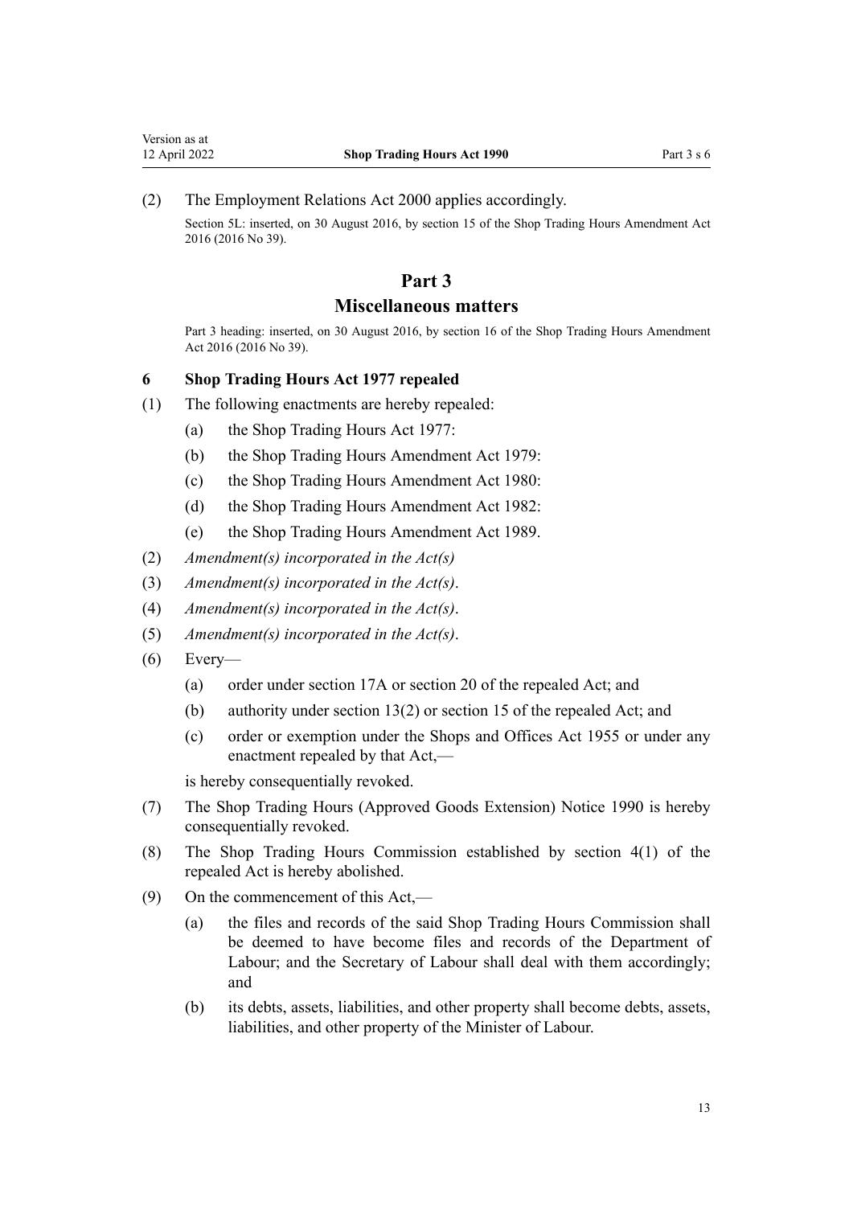(2) The Employment Relations Act 2000 applies accordingly.

Section 5L: inserted, on 30 August 2016, by section 15 of the Shop Trading Hours Amendment Act 2016 (2016 No 39).

# Part 3
# Miscellaneous matters

Part 3 heading: inserted, on 30 August 2016, by section 16 of the Shop Trading Hours Amendment Act 2016 (2016 No 39).

### 6 Shop Trading Hours Act 1977 repealed

(1) The following enactments are hereby repealed:

- (a) the Shop Trading Hours Act 1977:
- (b) the Shop Trading Hours Amendment Act 1979:
- (c) the Shop Trading Hours Amendment Act 1980:
- (d) the Shop Trading Hours Amendment Act 1982:
- (e) the Shop Trading Hours Amendment Act 1989.

(2) *Amendment(s) incorporated in the Act(s)*

(3) *Amendment(s) incorporated in the Act(s)*.

(4) *Amendment(s) incorporated in the Act(s)*.

(5) *Amendment(s) incorporated in the Act(s)*.

(6) Every—

- (a) order under section 17A or section 20 of the repealed Act; and
- (b) authority under section 13(2) or section 15 of the repealed Act; and
- (c) order or exemption under the Shops and Offices Act 1955 or under any enactment repealed by that Act,—

is hereby consequentially revoked.

(7) The Shop Trading Hours (Approved Goods Extension) Notice 1990 is hereby consequentially revoked.

(8) The Shop Trading Hours Commission established by section 4(1) of the repealed Act is hereby abolished.

(9) On the commencement of this Act,—

- (a) the files and records of the said Shop Trading Hours Commission shall be deemed to have become files and records of the Department of Labour; and the Secretary of Labour shall deal with them accordingly; and
- (b) its debts, assets, liabilities, and other property shall become debts, assets, liabilities, and other property of the Minister of Labour.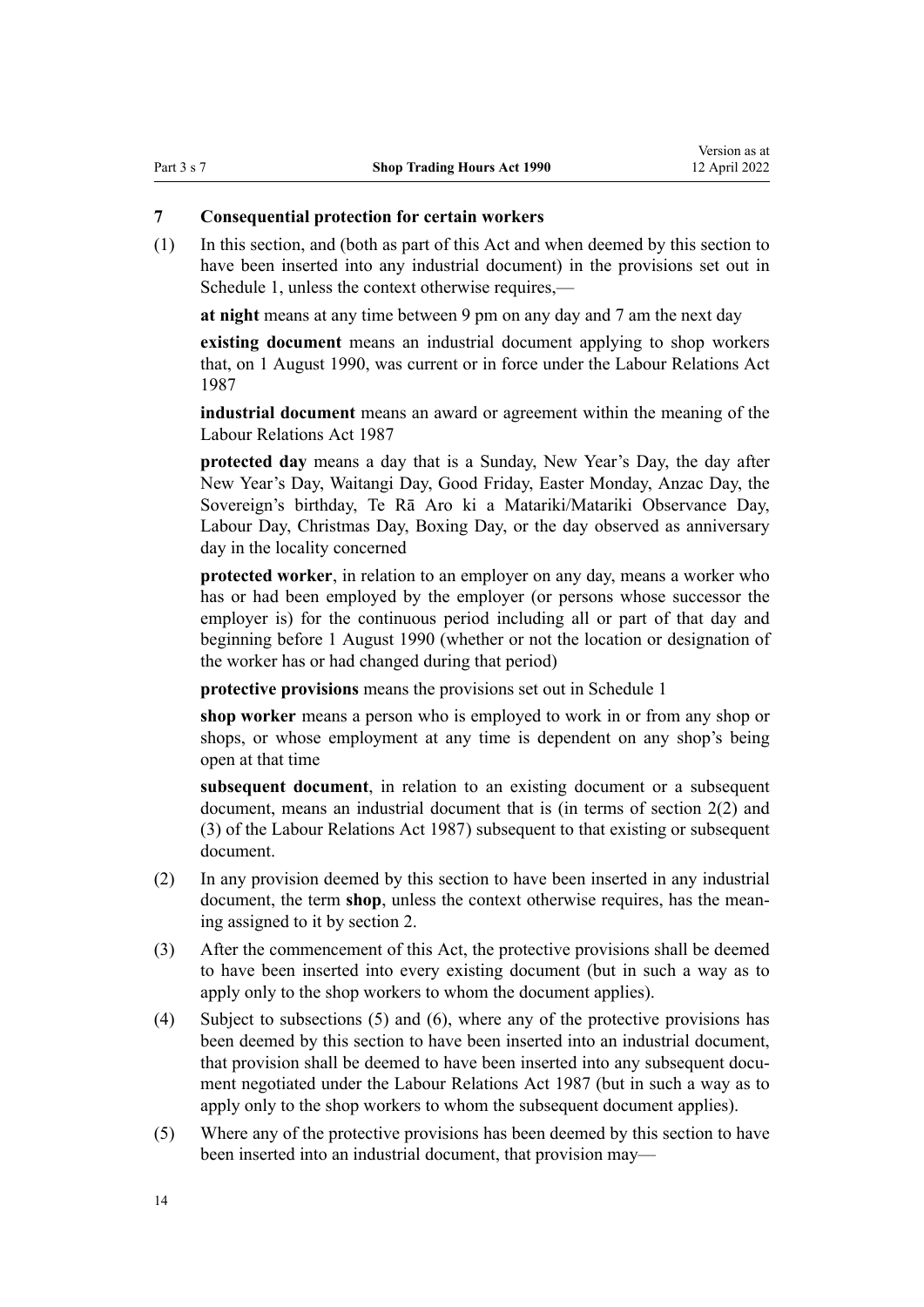## 7 Consequential protection for certain workers

(1) In this section, and (both as part of this Act and when deemed by this section to have been inserted into any industrial document) in the provisions set out in Schedule 1, unless the context otherwise requires,—

**at night** means at any time between 9 pm on any day and 7 am the next day

**existing document** means an industrial document applying to shop workers that, on 1 August 1990, was current or in force under the Labour Relations Act 1987

**industrial document** means an award or agreement within the meaning of the Labour Relations Act 1987

**protected day** means a day that is a Sunday, New Year's Day, the day after New Year's Day, Waitangi Day, Good Friday, Easter Monday, Anzac Day, the Sovereign's birthday, Te Rā Aro ki a Matariki/Matariki Observance Day, Labour Day, Christmas Day, Boxing Day, or the day observed as anniversary day in the locality concerned

**protected worker**, in relation to an employer on any day, means a worker who has or had been employed by the employer (or persons whose successor the employer is) for the continuous period including all or part of that day and beginning before 1 August 1990 (whether or not the location or designation of the worker has or had changed during that period)

**protective provisions** means the provisions set out in Schedule 1

**shop worker** means a person who is employed to work in or from any shop or shops, or whose employment at any time is dependent on any shop's being open at that time

**subsequent document**, in relation to an existing document or a subsequent document, means an industrial document that is (in terms of section 2(2) and (3) of the Labour Relations Act 1987) subsequent to that existing or subsequent document.

(2) In any provision deemed by this section to have been inserted in any industrial document, the term **shop**, unless the context otherwise requires, has the meaning assigned to it by section 2.

(3) After the commencement of this Act, the protective provisions shall be deemed to have been inserted into every existing document (but in such a way as to apply only to the shop workers to whom the document applies).

(4) Subject to subsections (5) and (6), where any of the protective provisions has been deemed by this section to have been inserted into an industrial document, that provision shall be deemed to have been inserted into any subsequent document negotiated under the Labour Relations Act 1987 (but in such a way as to apply only to the shop workers to whom the subsequent document applies).

(5) Where any of the protective provisions has been deemed by this section to have been inserted into an industrial document, that provision may—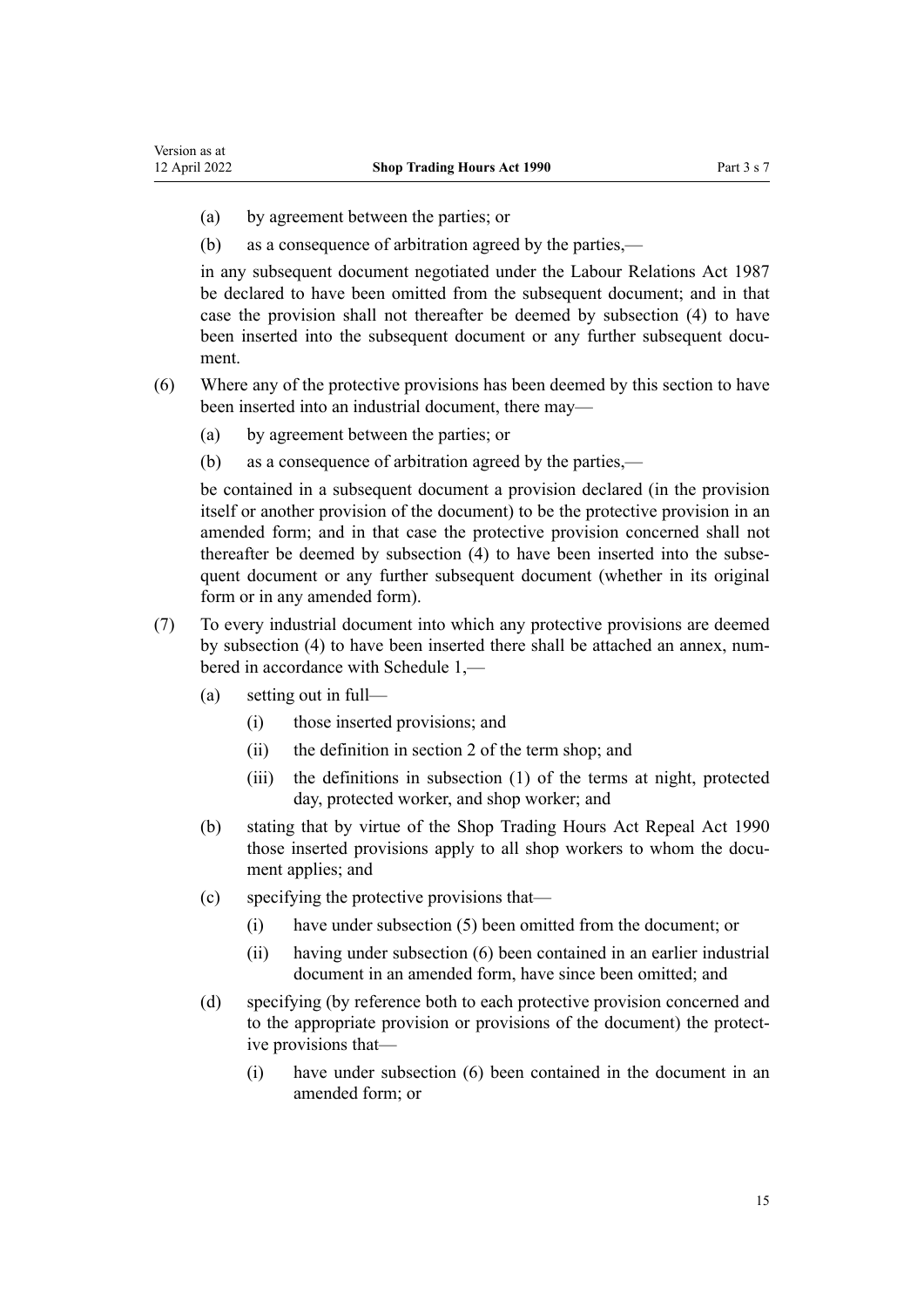(a) by agreement between the parties; or

(b) as a consequence of arbitration agreed by the parties,—

in any subsequent document negotiated under the Labour Relations Act 1987 be declared to have been omitted from the subsequent document; and in that case the provision shall not thereafter be deemed by subsection (4) to have been inserted into the subsequent document or any further subsequent document.

(6) Where any of the protective provisions has been deemed by this section to have been inserted into an industrial document, there may—

(a) by agreement between the parties; or

(b) as a consequence of arbitration agreed by the parties,—

be contained in a subsequent document a provision declared (in the provision itself or another provision of the document) to be the protective provision in an amended form; and in that case the protective provision concerned shall not thereafter be deemed by subsection (4) to have been inserted into the subsequent document or any further subsequent document (whether in its original form or in any amended form).

(7) To every industrial document into which any protective provisions are deemed by subsection (4) to have been inserted there shall be attached an annex, numbered in accordance with Schedule 1,—

(a) setting out in full—

(i) those inserted provisions; and

(ii) the definition in section 2 of the term shop; and

(iii) the definitions in subsection (1) of the terms at night, protected day, protected worker, and shop worker; and

(b) stating that by virtue of the Shop Trading Hours Act Repeal Act 1990 those inserted provisions apply to all shop workers to whom the document applies; and

(c) specifying the protective provisions that—

(i) have under subsection (5) been omitted from the document; or

(ii) having under subsection (6) been contained in an earlier industrial document in an amended form, have since been omitted; and

(d) specifying (by reference both to each protective provision concerned and to the appropriate provision or provisions of the document) the protective provisions that—

(i) have under subsection (6) been contained in the document in an amended form; or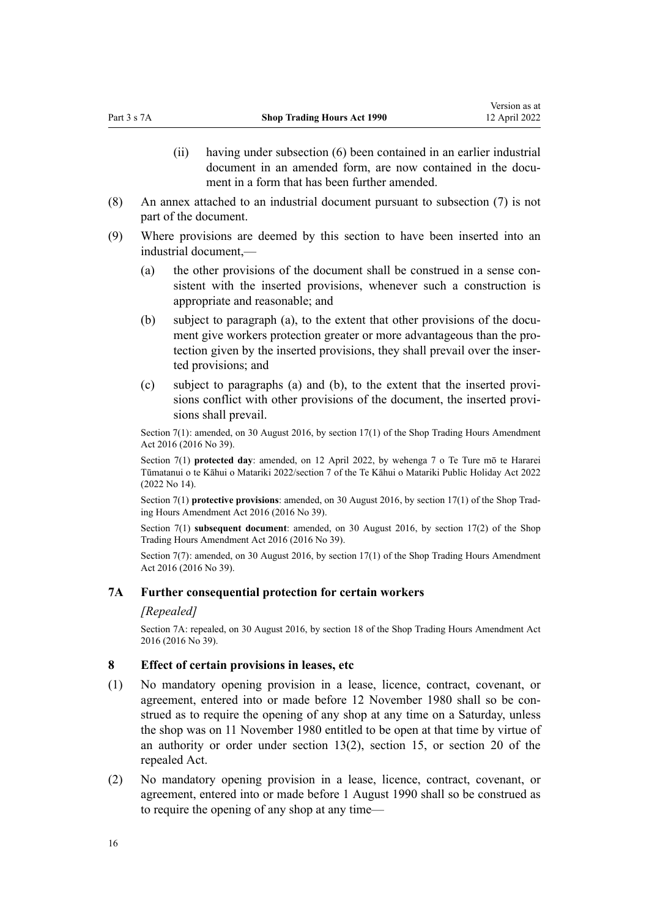(ii) having under subsection (6) been contained in an earlier industrial document in an amended form, are now contained in the document in a form that has been further amended.

(8) An annex attached to an industrial document pursuant to subsection (7) is not part of the document.

(9) Where provisions are deemed by this section to have been inserted into an industrial document,—

(a) the other provisions of the document shall be construed in a sense consistent with the inserted provisions, whenever such a construction is appropriate and reasonable; and

(b) subject to paragraph (a), to the extent that other provisions of the document give workers protection greater or more advantageous than the protection given by the inserted provisions, they shall prevail over the inserted provisions; and

(c) subject to paragraphs (a) and (b), to the extent that the inserted provisions conflict with other provisions of the document, the inserted provisions shall prevail.

Section 7(1): amended, on 30 August 2016, by section 17(1) of the Shop Trading Hours Amendment Act 2016 (2016 No 39).

Section 7(1) **protected day**: amended, on 12 April 2022, by wehenga 7 o Te Ture mō te Hararei Tūmatanui o te Kāhui o Matariki 2022/section 7 of the Te Kāhui o Matariki Public Holiday Act 2022 (2022 No 14).

Section 7(1) **protective provisions**: amended, on 30 August 2016, by section 17(1) of the Shop Trading Hours Amendment Act 2016 (2016 No 39).

Section 7(1) **subsequent document**: amended, on 30 August 2016, by section 17(2) of the Shop Trading Hours Amendment Act 2016 (2016 No 39).

Section 7(7): amended, on 30 August 2016, by section 17(1) of the Shop Trading Hours Amendment Act 2016 (2016 No 39).

### 7A Further consequential protection for certain workers

*[Repealed]*

Section 7A: repealed, on 30 August 2016, by section 18 of the Shop Trading Hours Amendment Act 2016 (2016 No 39).

### 8 Effect of certain provisions in leases, etc

(1) No mandatory opening provision in a lease, licence, contract, covenant, or agreement, entered into or made before 12 November 1980 shall so be construed as to require the opening of any shop at any time on a Saturday, unless the shop was on 11 November 1980 entitled to be open at that time by virtue of an authority or order under section 13(2), section 15, or section 20 of the repealed Act.

(2) No mandatory opening provision in a lease, licence, contract, covenant, or agreement, entered into or made before 1 August 1990 shall so be construed as to require the opening of any shop at any time—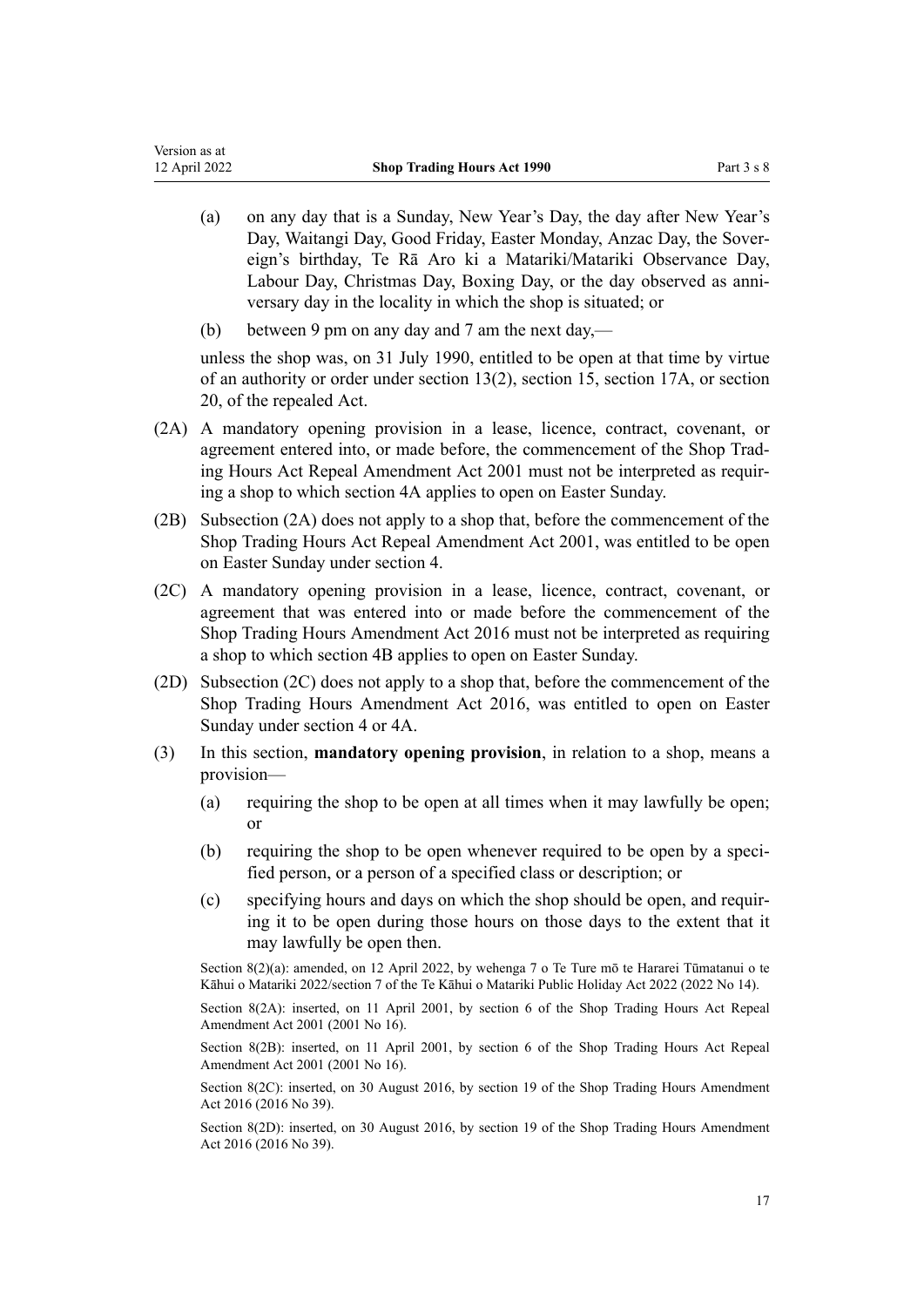(a) on any day that is a Sunday, New Year's Day, the day after New Year's Day, Waitangi Day, Good Friday, Easter Monday, Anzac Day, the Sovereign's birthday, Te Rā Aro ki a Matariki/Matariki Observance Day, Labour Day, Christmas Day, Boxing Day, or the day observed as anniversary day in the locality in which the shop is situated; or

(b) between 9 pm on any day and 7 am the next day,—

unless the shop was, on 31 July 1990, entitled to be open at that time by virtue of an authority or order under section 13(2), section 15, section 17A, or section 20, of the repealed Act.

(2A) A mandatory opening provision in a lease, licence, contract, covenant, or agreement entered into, or made before, the commencement of the Shop Trading Hours Act Repeal Amendment Act 2001 must not be interpreted as requiring a shop to which section 4A applies to open on Easter Sunday.

(2B) Subsection (2A) does not apply to a shop that, before the commencement of the Shop Trading Hours Act Repeal Amendment Act 2001, was entitled to be open on Easter Sunday under section 4.

(2C) A mandatory opening provision in a lease, licence, contract, covenant, or agreement that was entered into or made before the commencement of the Shop Trading Hours Amendment Act 2016 must not be interpreted as requiring a shop to which section 4B applies to open on Easter Sunday.

(2D) Subsection (2C) does not apply to a shop that, before the commencement of the Shop Trading Hours Amendment Act 2016, was entitled to open on Easter Sunday under section 4 or 4A.

(3) In this section, **mandatory opening provision**, in relation to a shop, means a provision—

(a) requiring the shop to be open at all times when it may lawfully be open; or

(b) requiring the shop to be open whenever required to be open by a specified person, or a person of a specified class or description; or

(c) specifying hours and days on which the shop should be open, and requiring it to be open during those hours on those days to the extent that it may lawfully be open then.

Section 8(2)(a): amended, on 12 April 2022, by wehenga 7 o Te Ture mō te Hararei Tūmatanui o te Kāhui o Matariki 2022/section 7 of the Te Kāhui o Matariki Public Holiday Act 2022 (2022 No 14).

Section 8(2A): inserted, on 11 April 2001, by section 6 of the Shop Trading Hours Act Repeal Amendment Act 2001 (2001 No 16).

Section 8(2B): inserted, on 11 April 2001, by section 6 of the Shop Trading Hours Act Repeal Amendment Act 2001 (2001 No 16).

Section 8(2C): inserted, on 30 August 2016, by section 19 of the Shop Trading Hours Amendment Act 2016 (2016 No 39).

Section 8(2D): inserted, on 30 August 2016, by section 19 of the Shop Trading Hours Amendment Act 2016 (2016 No 39).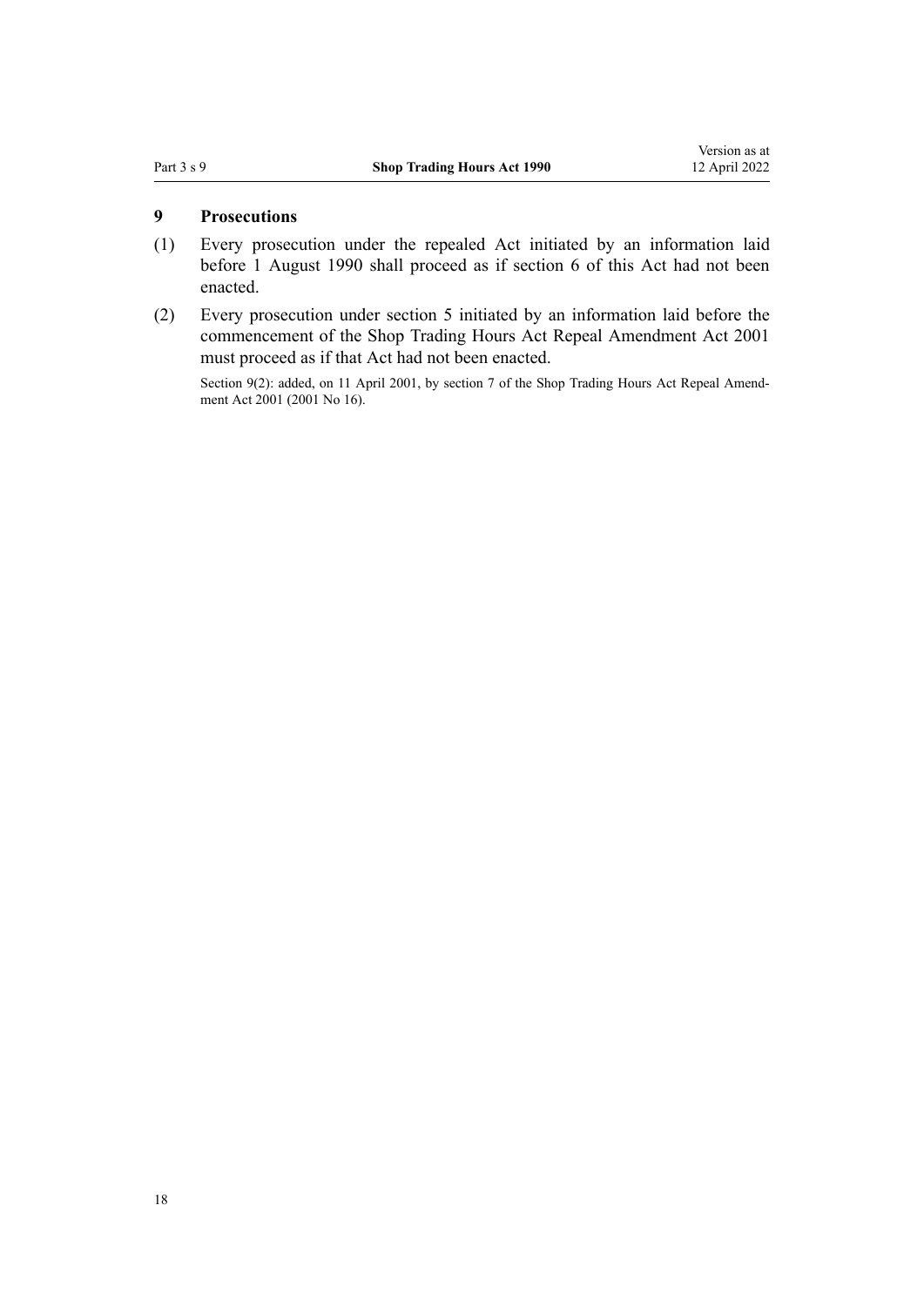## 9 Prosecutions

(1) Every prosecution under the repealed Act initiated by an information laid before 1 August 1990 shall proceed as if section 6 of this Act had not been enacted.

(2) Every prosecution under section 5 initiated by an information laid before the commencement of the Shop Trading Hours Act Repeal Amendment Act 2001 must proceed as if that Act had not been enacted.

Section 9(2): added, on 11 April 2001, by section 7 of the Shop Trading Hours Act Repeal Amendment Act 2001 (2001 No 16).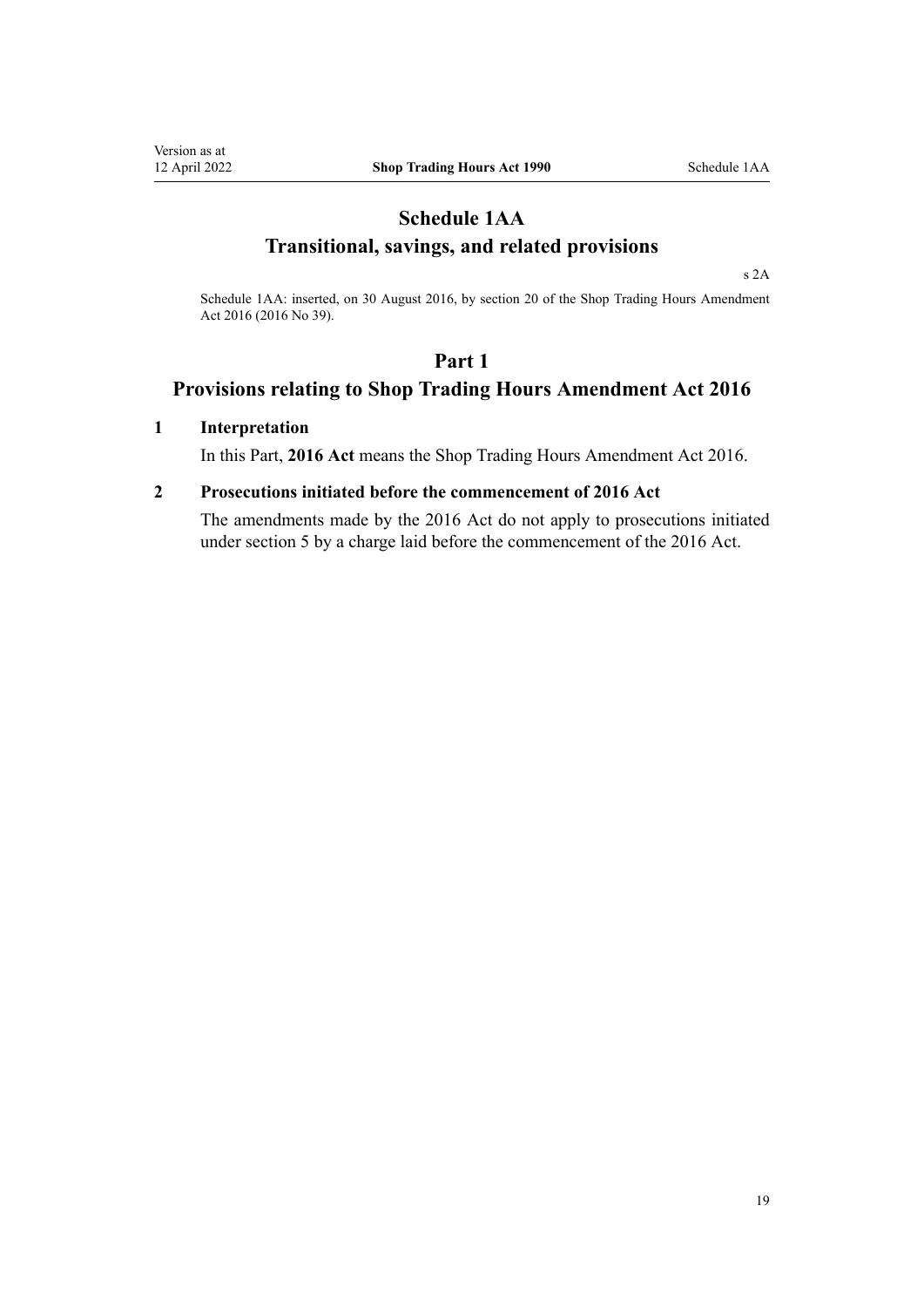# Schedule 1AA
# Transitional, savings, and related provisions

s 2A

Schedule 1AA: inserted, on 30 August 2016, by section 20 of the Shop Trading Hours Amendment Act 2016 (2016 No 39).

## Part 1
## Provisions relating to Shop Trading Hours Amendment Act 2016

### 1 Interpretation

In this Part, **2016 Act** means the Shop Trading Hours Amendment Act 2016.

### 2 Prosecutions initiated before the commencement of 2016 Act

The amendments made by the 2016 Act do not apply to prosecutions initiated under section 5 by a charge laid before the commencement of the 2016 Act.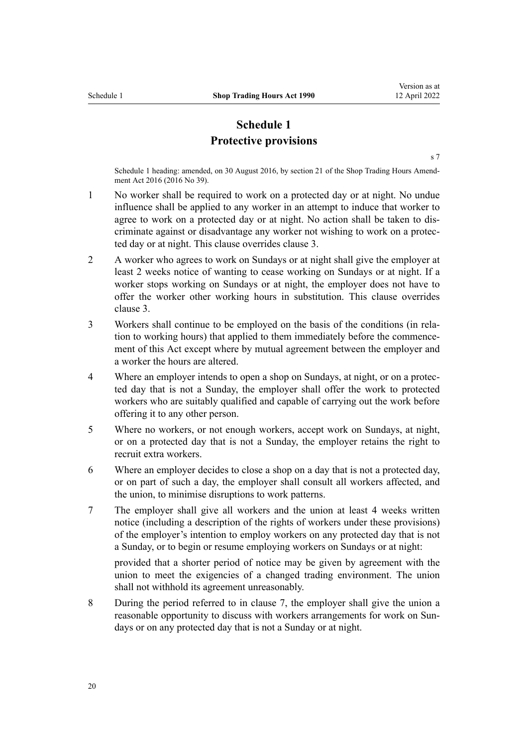# Schedule 1
## Protective provisions

s 7

Schedule 1 heading: amended, on 30 August 2016, by section 21 of the Shop Trading Hours Amendment Act 2016 (2016 No 39).

1 No worker shall be required to work on a protected day or at night. No undue influence shall be applied to any worker in an attempt to induce that worker to agree to work on a protected day or at night. No action shall be taken to discriminate against or disadvantage any worker not wishing to work on a protected day or at night. This clause overrides clause 3.

2 A worker who agrees to work on Sundays or at night shall give the employer at least 2 weeks notice of wanting to cease working on Sundays or at night. If a worker stops working on Sundays or at night, the employer does not have to offer the worker other working hours in substitution. This clause overrides clause 3.

3 Workers shall continue to be employed on the basis of the conditions (in relation to working hours) that applied to them immediately before the commencement of this Act except where by mutual agreement between the employer and a worker the hours are altered.

4 Where an employer intends to open a shop on Sundays, at night, or on a protected day that is not a Sunday, the employer shall offer the work to protected workers who are suitably qualified and capable of carrying out the work before offering it to any other person.

5 Where no workers, or not enough workers, accept work on Sundays, at night, or on a protected day that is not a Sunday, the employer retains the right to recruit extra workers.

6 Where an employer decides to close a shop on a day that is not a protected day, or on part of such a day, the employer shall consult all workers affected, and the union, to minimise disruptions to work patterns.

7 The employer shall give all workers and the union at least 4 weeks written notice (including a description of the rights of workers under these provisions) of the employer's intention to employ workers on any protected day that is not a Sunday, or to begin or resume employing workers on Sundays or at night:

provided that a shorter period of notice may be given by agreement with the union to meet the exigencies of a changed trading environment. The union shall not withhold its agreement unreasonably.

8 During the period referred to in clause 7, the employer shall give the union a reasonable opportunity to discuss with workers arrangements for work on Sundays or on any protected day that is not a Sunday or at night.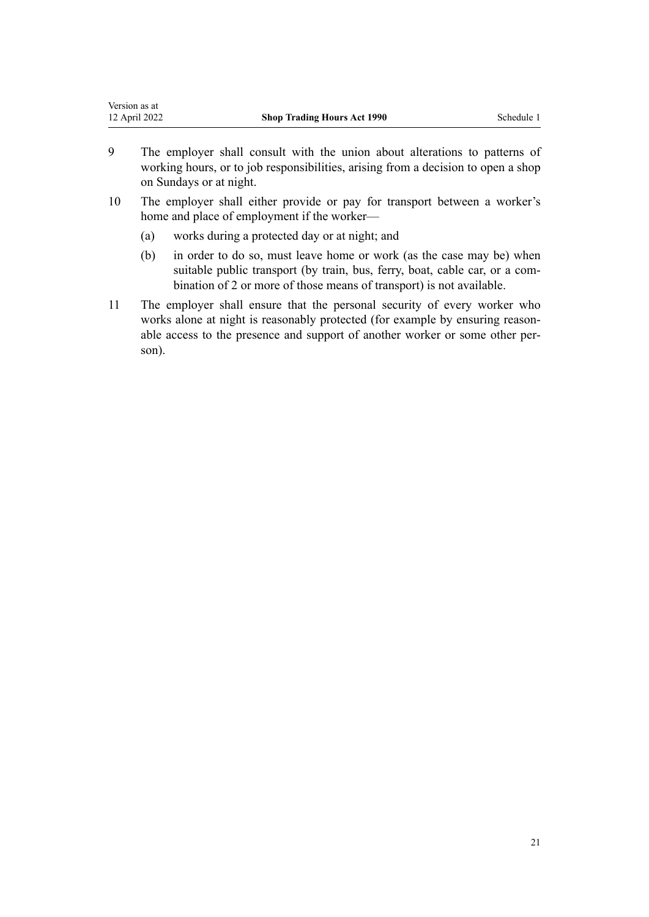9 The employer shall consult with the union about alterations to patterns of working hours, or to job responsibilities, arising from a decision to open a shop on Sundays or at night.

10 The employer shall either provide or pay for transport between a worker's home and place of employment if the worker—

(a) works during a protected day or at night; and

(b) in order to do so, must leave home or work (as the case may be) when suitable public transport (by train, bus, ferry, boat, cable car, or a combination of 2 or more of those means of transport) is not available.

11 The employer shall ensure that the personal security of every worker who works alone at night is reasonably protected (for example by ensuring reasonable access to the presence and support of another worker or some other person).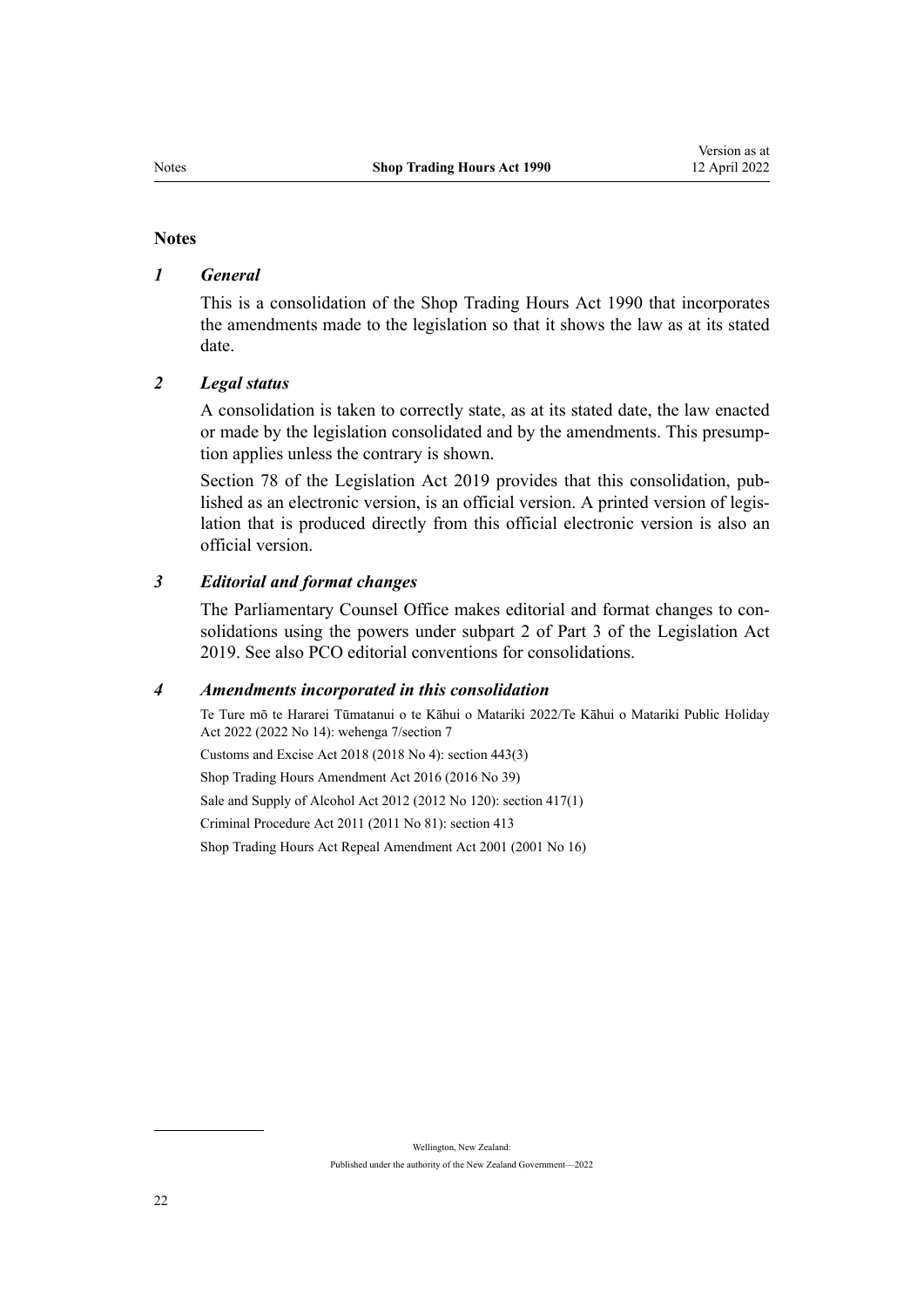## Notes

### *1 General*

This is a consolidation of the Shop Trading Hours Act 1990 that incorporates the amendments made to the legislation so that it shows the law as at its stated date.

### *2 Legal status*

A consolidation is taken to correctly state, as at its stated date, the law enacted or made by the legislation consolidated and by the amendments. This presumption applies unless the contrary is shown.

Section 78 of the Legislation Act 2019 provides that this consolidation, published as an electronic version, is an official version. A printed version of legislation that is produced directly from this official electronic version is also an official version.

### *3 Editorial and format changes*

The Parliamentary Counsel Office makes editorial and format changes to consolidations using the powers under subpart 2 of Part 3 of the Legislation Act 2019. See also PCO editorial conventions for consolidations.

### *4 Amendments incorporated in this consolidation*

Te Ture mō te Hararei Tūmatanui o te Kāhui o Matariki 2022/Te Kāhui o Matariki Public Holiday Act 2022 (2022 No 14): wehenga 7/section 7

Customs and Excise Act 2018 (2018 No 4): section 443(3)

Shop Trading Hours Amendment Act 2016 (2016 No 39)

Sale and Supply of Alcohol Act 2012 (2012 No 120): section 417(1)

Criminal Procedure Act 2011 (2011 No 81): section 413

Shop Trading Hours Act Repeal Amendment Act 2001 (2001 No 16)

Wellington, New Zealand:

Published under the authority of the New Zealand Government—2022